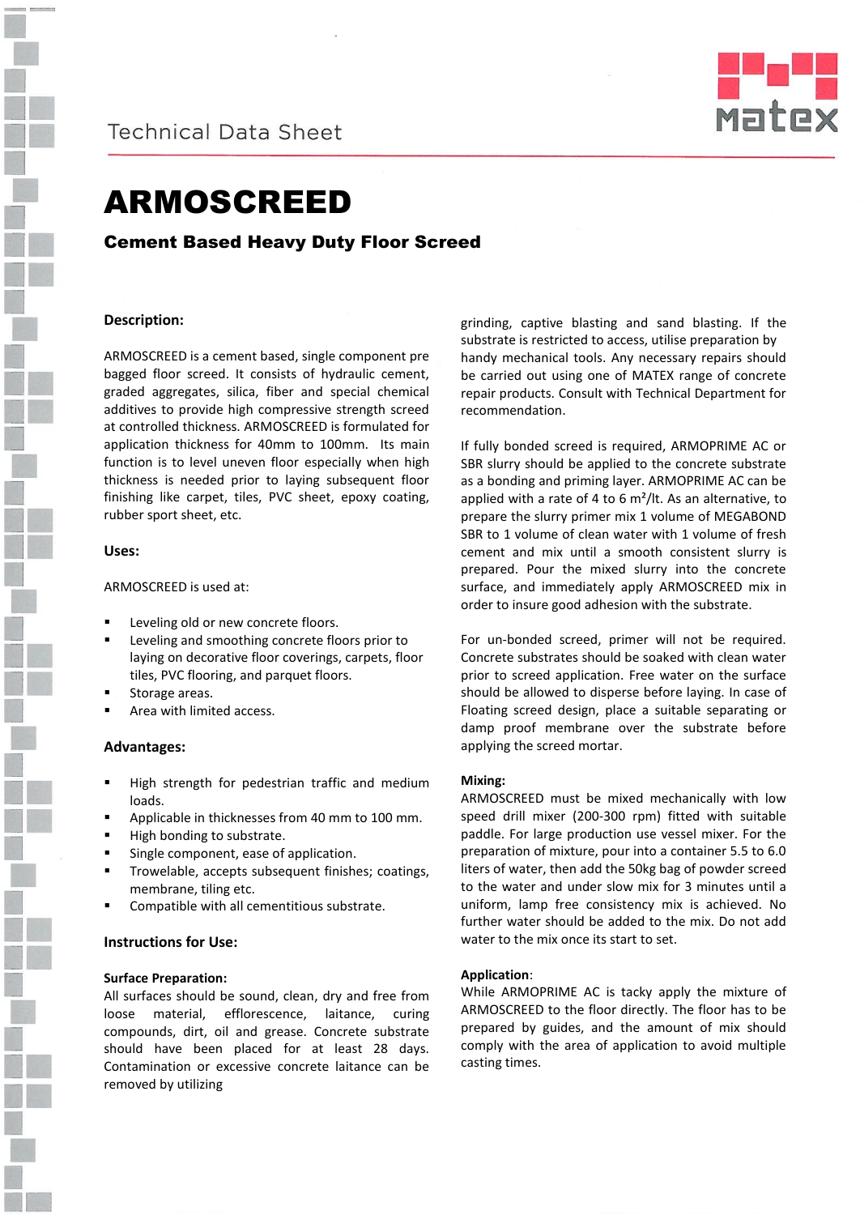Technical Data Sheet

# ARMOSCREED

## Cement Based Heavy Duty Floor Screed

### Description:

ARMOSCREED is a cement based, single component pre bagged floor screed. It consists of hydraulic cement, graded aggregates, silica, fiber and special chemical additives to provide high compressive strength screed at controlled thickness. ARMOSCREED is formulated for application thickness for 40mm to 100mm. Its main function is to level uneven floor especially when high thickness is needed prior to laying subsequent floor finishing like carpet, tiles, PVC sheet, epoxy coating, rubber sport sheet, etc.

### Uses:

ARMOSCREED is used at:

- Leveling old or new concrete floors.
- Leveling and smoothing concrete floors prior to laying on decorative floor coverings, carpets, floor tiles, PVC flooring, and parquet floors.
- Storage areas.
- Area with limited access.

### Advantages:

- High strength for pedestrian traffic and medium loads.
- Applicable in thicknesses from 40 mm to 100 mm.
- High bonding to substrate.
- Single component, ease of application.
- Trowelable, accepts subsequent finishes; coatings, membrane, tiling etc.
- Compatible with all cementitious substrate.

### Instructions for Use:

**Surface Preparation:**

All surfaces should be sound, clean, dry and free from loose material, efflorescence, laitance, curing compounds, dirt, oil and grease. Concrete substrate should have been placed for at least 28 days. Contamination or excessive concrete laitance can be removed by utilizing grinding, captive blasting and sand blasting. If the substrate is restricted to access, utilise preparation by handy mechanical tools. Any necessary repairs should be carried out using one of MATEX range of concrete repair products. Consult with Technical Department for recommendation.

If fully bonded screed is required, ARMOPRIME AC or SBR slurry should be applied to the concrete substrate as a bonding and priming layer. ARMOPRIME AC can be applied with a rate of 4 to 6 m²/lt. As an alternative, to prepare the slurry primer mix 1 volume of MEGABOND SBR to 1 volume of clean water with 1 volume of fresh cement and mix until a smooth consistent slurry is prepared. Pour the mixed slurry into the concrete surface, and immediately apply ARMOSCREED mix in order to insure good adhesion with the substrate.

For un-bonded screed, primer will not be required. Concrete substrates should be soaked with clean water prior to screed application. Free water on the surface should be allowed to disperse before laying. In case of Floating screed design, place a suitable separating or damp proof membrane over the substrate before applying the screed mortar.

**Mixing:**

ARMOSCREED must be mixed mechanically with low speed drill mixer (200-300 rpm) fitted with suitable paddle. For large production use vessel mixer. For the preparation of mixture, pour into a container 5.5 to 6.0 liters of water, then add the 50kg bag of powder screed to the water and under slow mix for 3 minutes until a uniform, lamp free consistency mix is achieved. No further water should be added to the mix. Do not add water to the mix once its start to set.

**Application**:

While ARMOPRIME AC is tacky apply the mixture of ARMOSCREED to the floor directly. The floor has to be prepared by guides, and the amount of mix should comply with the area of application to avoid multiple casting times.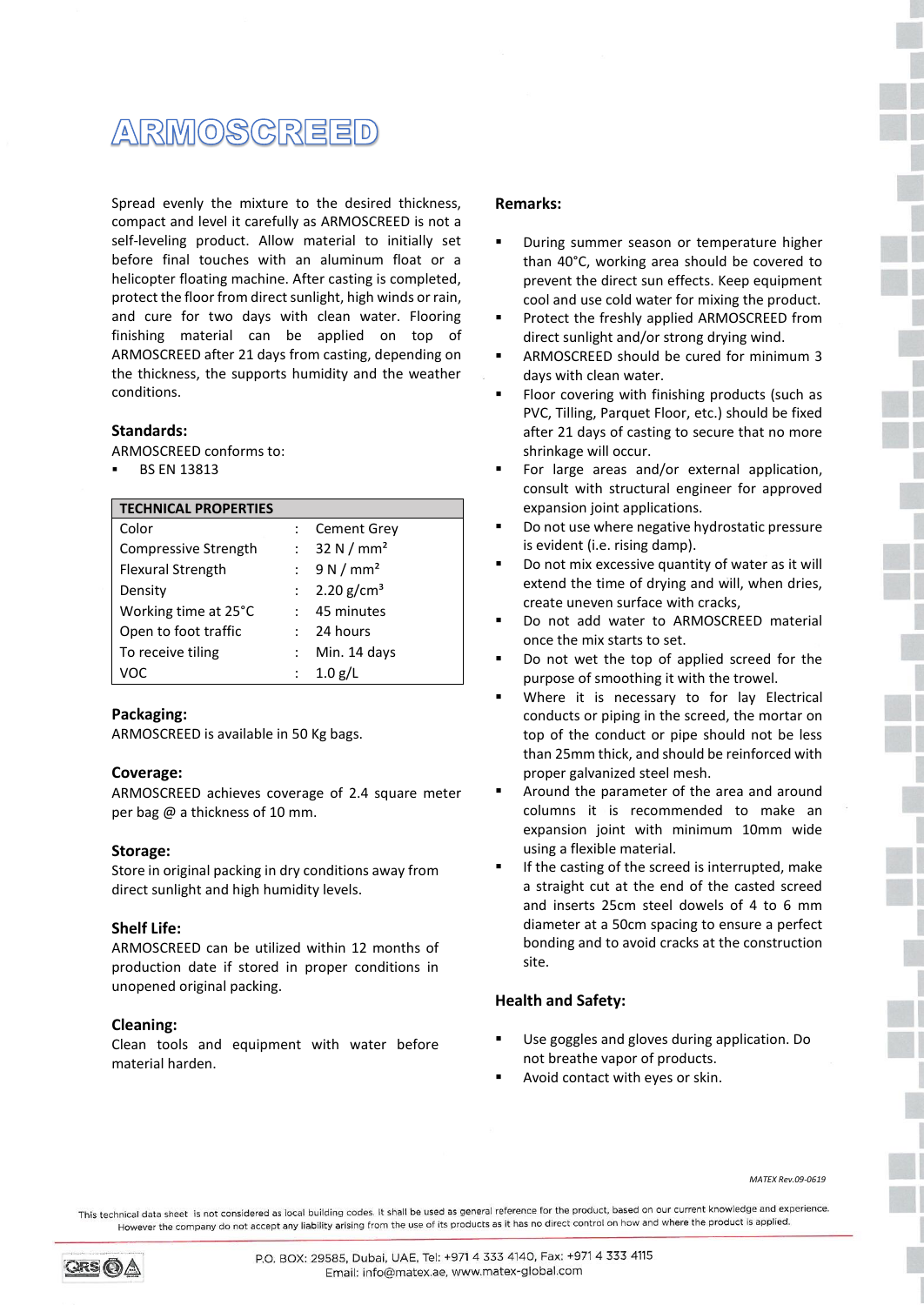# ARMOSCREED

Spread evenly the mixture to the desired thickness, compact and level it carefully as ARMOSCREED is not a self-leveling product. Allow material to initially set before final touches with an aluminum float or a helicopter floating machine. After casting is completed, protect the floor from direct sunlight, high winds or rain, and cure for two days with clean water. Flooring finishing material can be applied on top of ARMOSCREED after 21 days from casting, depending on the thickness, the supports humidity and the weather conditions.

## Standards:

ARMOSCREED conforms to:

- BS EN 13813

| TECHNICAL PROPERTIES | | |
|---|---|---|
| Color | : | Cement Grey |
| Compressive Strength | : | 32 N / mm² |
| Flexural Strength | : | 9 N / mm² |
| Density | : | 2.20 g/cm³ |
| Working time at 25°C | : | 45 minutes |
| Open to foot traffic | : | 24 hours |
| To receive tiling | : | Min. 14 days |
| VOC | : | 1.0 g/L |

## Packaging:

ARMOSCREED is available in 50 Kg bags.

## Coverage:

ARMOSCREED achieves coverage of 2.4 square meter per bag @ a thickness of 10 mm.

## Storage:

Store in original packing in dry conditions away from direct sunlight and high humidity levels.

## Shelf Life:

ARMOSCREED can be utilized within 12 months of production date if stored in proper conditions in unopened original packing.

## Cleaning:

Clean tools and equipment with water before material harden.

## Remarks:

- During summer season or temperature higher than 40°C, working area should be covered to prevent the direct sun effects. Keep equipment cool and use cold water for mixing the product.
- Protect the freshly applied ARMOSCREED from direct sunlight and/or strong drying wind.
- ARMOSCREED should be cured for minimum 3 days with clean water.
- Floor covering with finishing products (such as PVC, Tilling, Parquet Floor, etc.) should be fixed after 21 days of casting to secure that no more shrinkage will occur.
- For large areas and/or external application, consult with structural engineer for approved expansion joint applications.
- Do not use where negative hydrostatic pressure is evident (i.e. rising damp).
- Do not mix excessive quantity of water as it will extend the time of drying and will, when dries, create uneven surface with cracks,
- Do not add water to ARMOSCREED material once the mix starts to set.
- Do not wet the top of applied screed for the purpose of smoothing it with the trowel.
- Where it is necessary to for lay Electrical conducts or piping in the screed, the mortar on top of the conduct or pipe should not be less than 25mm thick, and should be reinforced with proper galvanized steel mesh.
- Around the parameter of the area and around columns it is recommended to make an expansion joint with minimum 10mm wide using a flexible material.
- If the casting of the screed is interrupted, make a straight cut at the end of the casted screed and inserts 25cm steel dowels of 4 to 6 mm diameter at a 50cm spacing to ensure a perfect bonding and to avoid cracks at the construction site.

## Health and Safety:

- Use goggles and gloves during application. Do not breathe vapor of products.
- Avoid contact with eyes or skin.

*MATEX Rev.09-0619*

This technical data sheet is not considered as local building codes. It shall be used as general reference for the product, based on our current knowledge and experience. However the company do not accept any liability arising from the use of its products as it has no direct control on how and where the product is applied.

P.O. BOX: 29585, Dubai, UAE, Tel: +971 4 333 4140, Fax: +971 4 333 4115
Email: info@matex.ae, www.matex-global.com